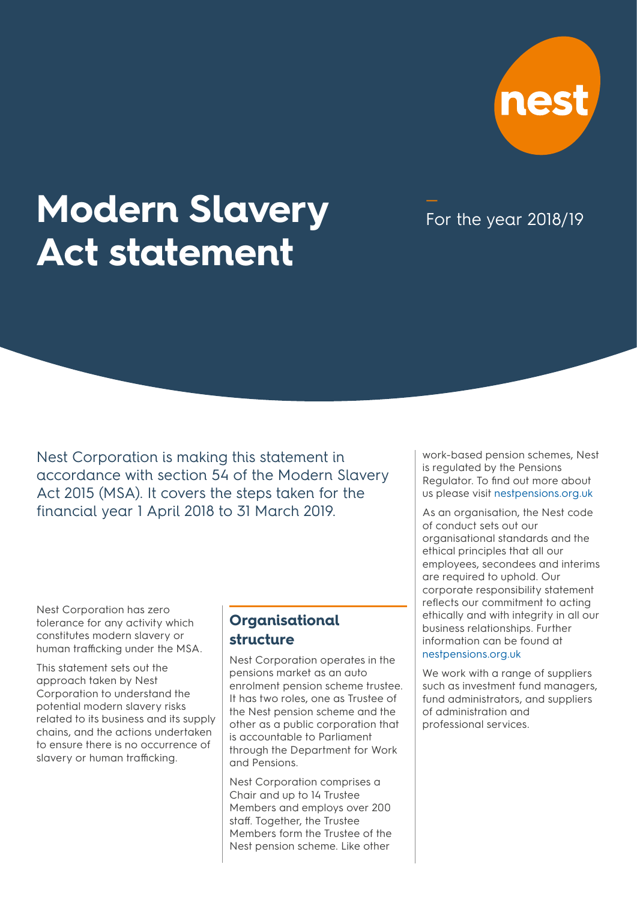# Modern Slavery Act statement

For the year 2018/19

Nest Corporation is making this statement in accordance with section 54 of the Modern Slavery Act 2015 (MSA). It covers the steps taken for the financial year 1 April 2018 to 31 March 2019.

Nest Corporation has zero tolerance for any activity which constitutes modern slavery or human trafficking under the MSA.

This statement sets out the approach taken by Nest Corporation to understand the potential modern slavery risks related to its business and its supply chains, and the actions undertaken to ensure there is no occurrence of slavery or human trafficking.

## Organisational structure

Nest Corporation operates in the pensions market as an auto enrolment pension scheme trustee. It has two roles, one as Trustee of the Nest pension scheme and the other as a public corporation that is accountable to Parliament through the Department for Work and Pensions.

Nest Corporation comprises a Chair and up to 14 Trustee Members and employs over 200 staff. Together, the Trustee Members form the Trustee of the Nest pension scheme. Like other work-based pension schemes, Nest is regulated by the Pensions Regulator. To find out more about us please visit nestpensions.org.uk

As an organisation, the Nest code of conduct sets out our organisational standards and the ethical principles that all our employees, secondees and interims are required to uphold. Our corporate responsibility statement reflects our commitment to acting ethically and with integrity in all our business relationships. Further information can be found at nestpensions.org.uk

We work with a range of suppliers such as investment fund managers, fund administrators, and suppliers of administration and professional services.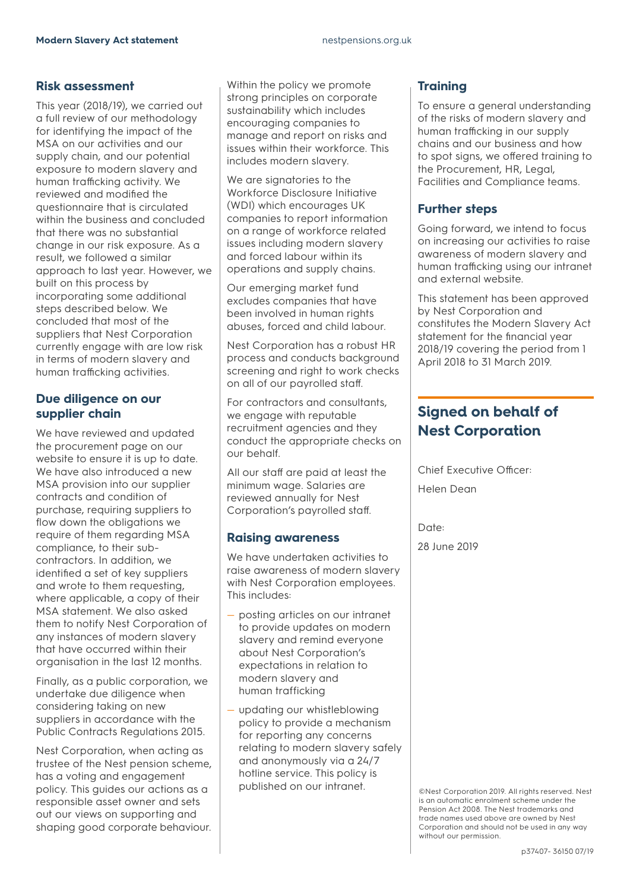## Risk assessment

This year (2018/19), we carried out a full review of our methodology for identifying the impact of the MSA on our activities and our supply chain, and our potential exposure to modern slavery and human trafficking activity. We reviewed and modified the questionnaire that is circulated within the business and concluded that there was no substantial change in our risk exposure. As a result, we followed a similar approach to last year. However, we built on this process by incorporating some additional steps described below. We concluded that most of the suppliers that Nest Corporation currently engage with are low risk in terms of modern slavery and human trafficking activities.

## Due diligence on our supplier chain

We have reviewed and updated the procurement page on our website to ensure it is up to date. We have also introduced a new MSA provision into our supplier contracts and condition of purchase, requiring suppliers to flow down the obligations we require of them regarding MSA compliance, to their sub-contractors. In addition, we identified a set of key suppliers and wrote to them requesting, where applicable, a copy of their MSA statement. We also asked them to notify Nest Corporation of any instances of modern slavery that have occurred within their organisation in the last 12 months.

Finally, as a public corporation, we undertake due diligence when considering taking on new suppliers in accordance with the Public Contracts Regulations 2015.

Nest Corporation, when acting as trustee of the Nest pension scheme, has a voting and engagement policy. This guides our actions as a responsible asset owner and sets out our views on supporting and shaping good corporate behaviour. Within the policy we promote strong principles on corporate sustainability which includes encouraging companies to manage and report on risks and issues within their workforce. This includes modern slavery.

We are signatories to the Workforce Disclosure Initiative (WDI) which encourages UK companies to report information on a range of workforce related issues including modern slavery and forced labour within its operations and supply chains.

Our emerging market fund excludes companies that have been involved in human rights abuses, forced and child labour.

Nest Corporation has a robust HR process and conducts background screening and right to work checks on all of our payrolled staff.

For contractors and consultants, we engage with reputable recruitment agencies and they conduct the appropriate checks on our behalf.

All our staff are paid at least the minimum wage. Salaries are reviewed annually for Nest Corporation's payrolled staff.

## Raising awareness

We have undertaken activities to raise awareness of modern slavery with Nest Corporation employees. This includes:

- posting articles on our intranet to provide updates on modern slavery and remind everyone about Nest Corporation's expectations in relation to modern slavery and human trafficking
- updating our whistleblowing policy to provide a mechanism for reporting any concerns relating to modern slavery safely and anonymously via a 24/7 hotline service. This policy is published on our intranet.

## Training

To ensure a general understanding of the risks of modern slavery and human trafficking in our supply chains and our business and how to spot signs, we offered training to the Procurement, HR, Legal, Facilities and Compliance teams.

## Further steps

Going forward, we intend to focus on increasing our activities to raise awareness of modern slavery and human trafficking using our intranet and external website.

This statement has been approved by Nest Corporation and constitutes the Modern Slavery Act statement for the financial year 2018/19 covering the period from 1 April 2018 to 31 March 2019.

## Signed on behalf of Nest Corporation

Chief Executive Officer:

Helen Dean

Date:

28 June 2019

©Nest Corporation 2019. All rights reserved. Nest is an automatic enrolment scheme under the Pension Act 2008. The Nest trademarks and trade names used above are owned by Nest Corporation and should not be used in any way without our permission.

p37407- 36150 07/19